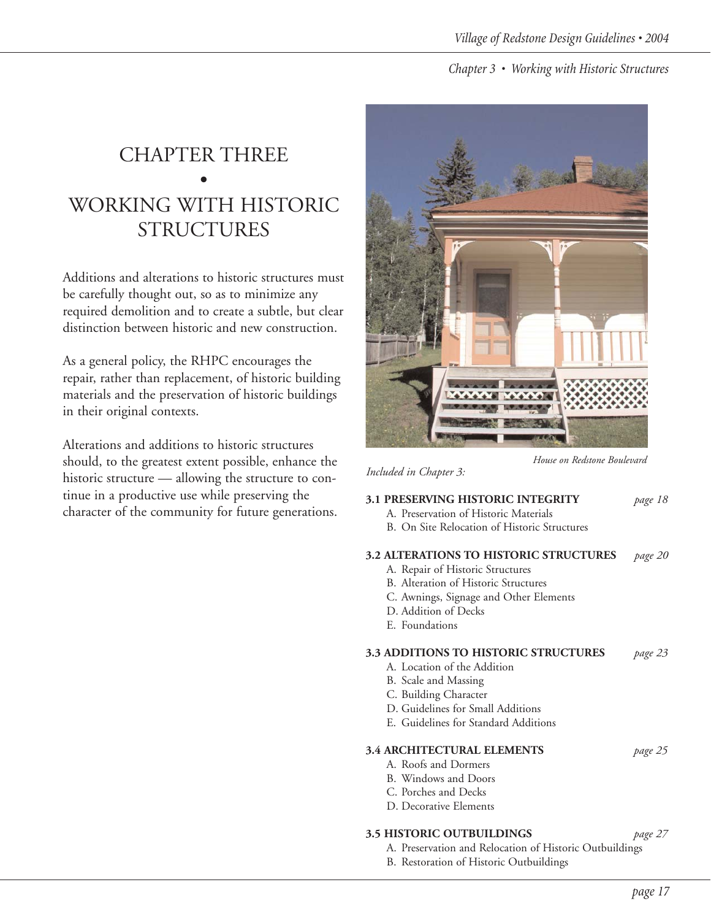# CHAPTER THREE

•

# WORKING WITH HISTORIC STRUCTURES

Additions and alterations to historic structures must be carefully thought out, so as to minimize any required demolition and to create a subtle, but clear distinction between historic and new construction.

As a general policy, the RHPC encourages the repair, rather than replacement, of historic building materials and the preservation of historic buildings in their original contexts.

Alterations and additions to historic structures should, to the greatest extent possible, enhance the historic structure — allowing the structure to continue in a productive use while preserving the character of the community for future generations.

*House on Redstone Boulevard*

*Included in Chapter 3:*

**3.1 PRESERVING HISTORIC INTEGRITY** *page 18*
- A. Preservation of Historic Materials
- B. On Site Relocation of Historic Structures

**3.2 ALTERATIONS TO HISTORIC STRUCTURES** *page 20*
- A. Repair of Historic Structures
- B. Alteration of Historic Structures
- C. Awnings, Signage and Other Elements
- D. Addition of Decks
- E. Foundations

**3.3 ADDITIONS TO HISTORIC STRUCTURES** *page 23*
- A. Location of the Addition
- B. Scale and Massing
- C. Building Character
- D. Guidelines for Small Additions
- E. Guidelines for Standard Additions

**3.4 ARCHITECTURAL ELEMENTS** *page 25*
- A. Roofs and Dormers
- B. Windows and Doors
- C. Porches and Decks
- D. Decorative Elements

**3.5 HISTORIC OUTBUILDINGS** *page 27*
- A. Preservation and Relocation of Historic Outbuildings
- B. Restoration of Historic Outbuildings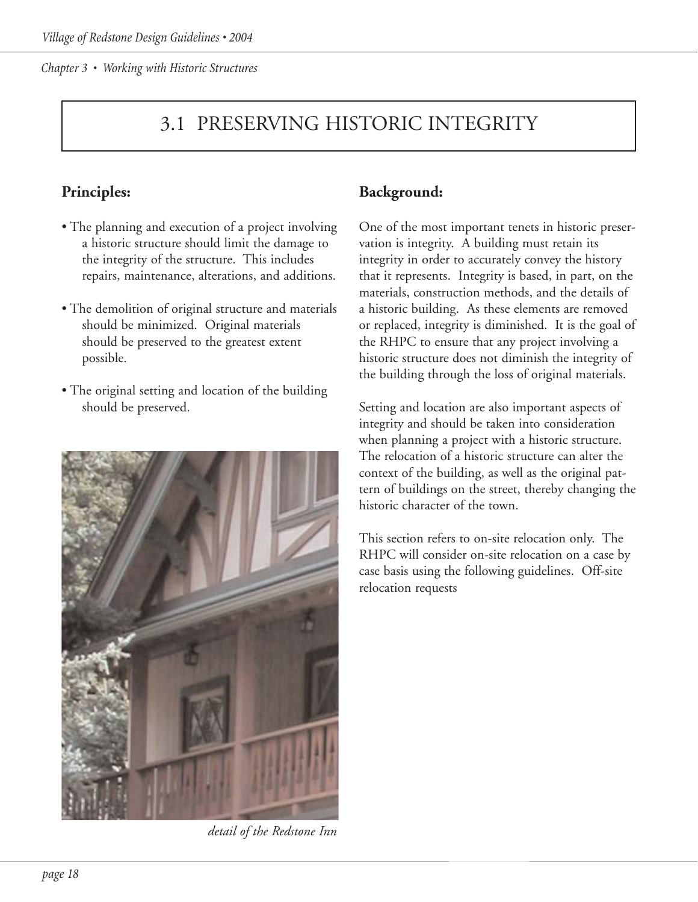# 3.1 PRESERVING HISTORIC INTEGRITY

## Principles:

- The planning and execution of a project involving a historic structure should limit the damage to the integrity of the structure. This includes repairs, maintenance, alterations, and additions.
- The demolition of original structure and materials should be minimized. Original materials should be preserved to the greatest extent possible.
- The original setting and location of the building should be preserved.

*detail of the Redstone Inn*

## Background:

One of the most important tenets in historic preservation is integrity. A building must retain its integrity in order to accurately convey the history that it represents. Integrity is based, in part, on the materials, construction methods, and the details of a historic building. As these elements are removed or replaced, integrity is diminished. It is the goal of the RHPC to ensure that any project involving a historic structure does not diminish the integrity of the building through the loss of original materials.

Setting and location are also important aspects of integrity and should be taken into consideration when planning a project with a historic structure. The relocation of a historic structure can alter the context of the building, as well as the original pattern of buildings on the street, thereby changing the historic character of the town.

This section refers to on-site relocation only. The RHPC will consider on-site relocation on a case by case basis using the following guidelines. Off-site relocation requests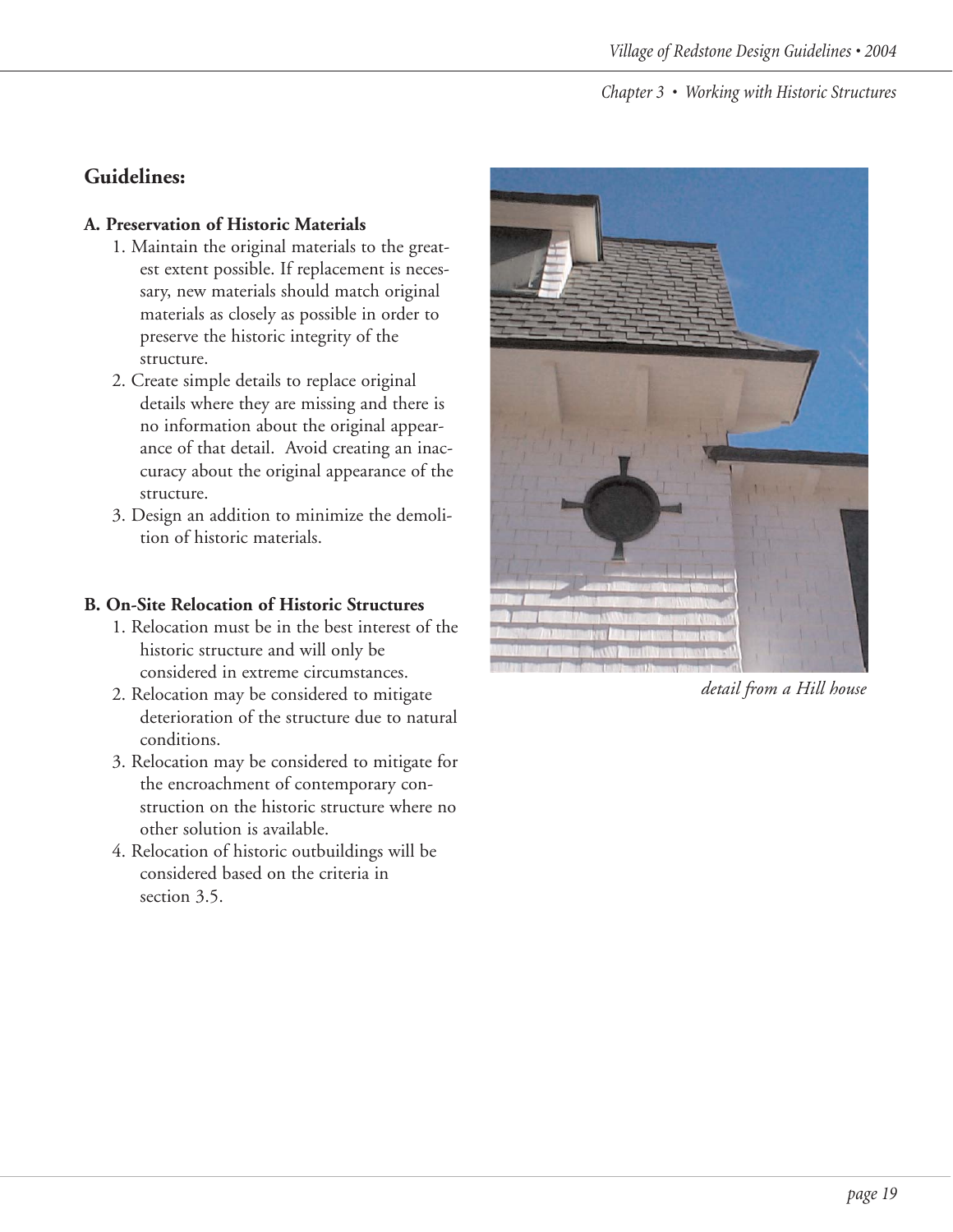## Guidelines:

### A. Preservation of Historic Materials

1. Maintain the original materials to the greatest extent possible. If replacement is necessary, new materials should match original materials as closely as possible in order to preserve the historic integrity of the structure.
2. Create simple details to replace original details where they are missing and there is no information about the original appearance of that detail. Avoid creating an inaccuracy about the original appearance of the structure.
3. Design an addition to minimize the demolition of historic materials.

### B. On-Site Relocation of Historic Structures

1. Relocation must be in the best interest of the historic structure and will only be considered in extreme circumstances.
2. Relocation may be considered to mitigate deterioration of the structure due to natural conditions.
3. Relocation may be considered to mitigate for the encroachment of contemporary construction on the historic structure where no other solution is available.
4. Relocation of historic outbuildings will be considered based on the criteria in section 3.5.

*detail from a Hill house*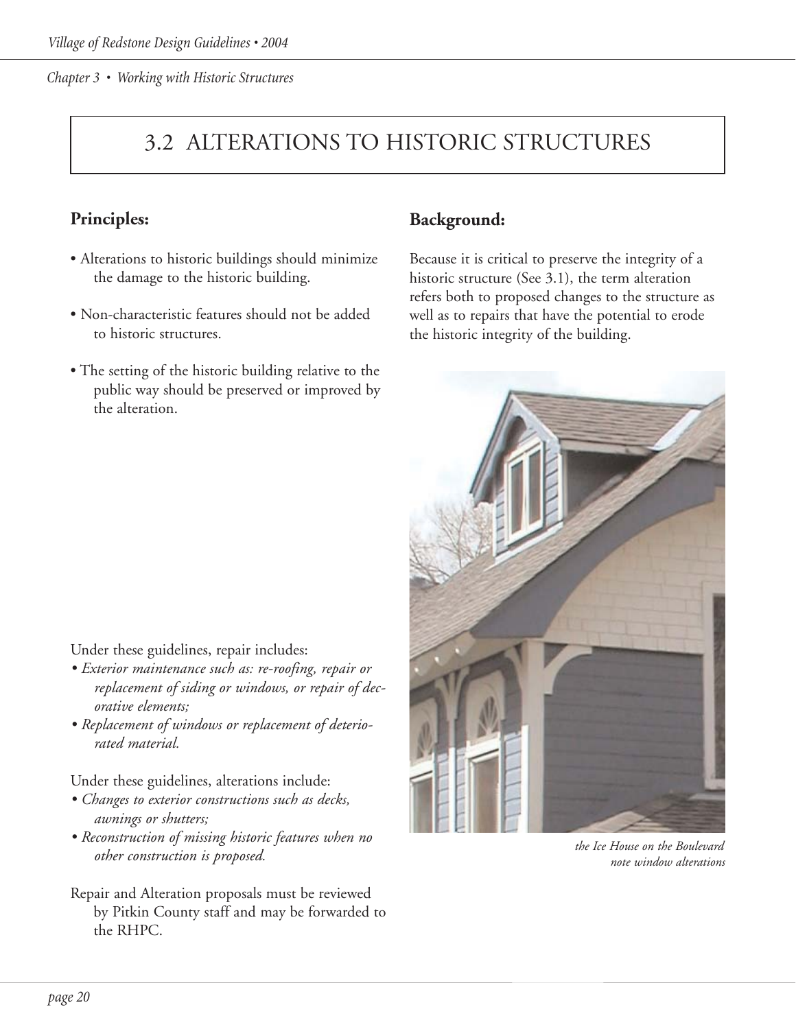# 3.2 ALTERATIONS TO HISTORIC STRUCTURES

## Principles:

- Alterations to historic buildings should minimize the damage to the historic building.
- Non-characteristic features should not be added to historic structures.
- The setting of the historic building relative to the public way should be preserved or improved by the alteration.

## Background:

Because it is critical to preserve the integrity of a historic structure (See 3.1), the term alteration refers both to proposed changes to the structure as well as to repairs that have the potential to erode the historic integrity of the building.

Under these guidelines, repair includes:

- *Exterior maintenance such as: re-roofing, repair or replacement of siding or windows, or repair of decorative elements;*
- *Replacement of windows or replacement of deteriorated material.*

Under these guidelines, alterations include:

- *Changes to exterior constructions such as decks, awnings or shutters;*
- *Reconstruction of missing historic features when no other construction is proposed.*

Repair and Alteration proposals must be reviewed by Pitkin County staff and may be forwarded to the RHPC.

*the Ice House on the Boulevard note window alterations*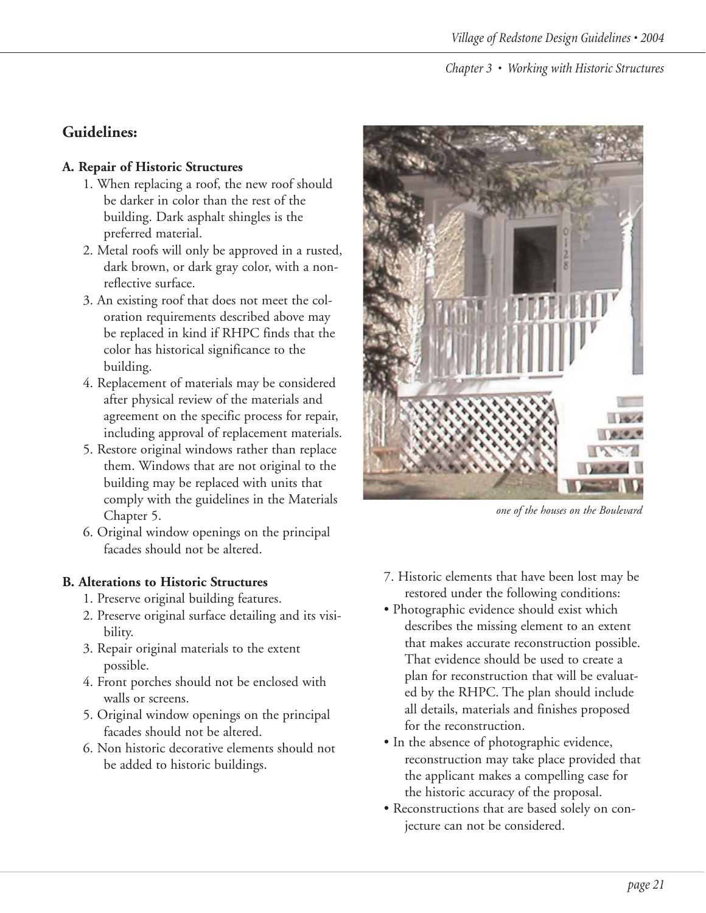## Guidelines:

**A. Repair of Historic Structures**

1. When replacing a roof, the new roof should be darker in color than the rest of the building. Dark asphalt shingles is the preferred material.
2. Metal roofs will only be approved in a rusted, dark brown, or dark gray color, with a non-reflective surface.
3. An existing roof that does not meet the coloration requirements described above may be replaced in kind if RHPC finds that the color has historical significance to the building.
4. Replacement of materials may be considered after physical review of the materials and agreement on the specific process for repair, including approval of replacement materials.
5. Restore original windows rather than replace them. Windows that are not original to the building may be replaced with units that comply with the guidelines in the Materials Chapter 5.
6. Original window openings on the principal facades should not be altered.

**B. Alterations to Historic Structures**

1. Preserve original building features.
2. Preserve original surface detailing and its visibility.
3. Repair original materials to the extent possible.
4. Front porches should not be enclosed with walls or screens.
5. Original window openings on the principal facades should not be altered.
6. Non historic decorative elements should not be added to historic buildings.

*one of the houses on the Boulevard*

7. Historic elements that have been lost may be restored under the following conditions:

- Photographic evidence should exist which describes the missing element to an extent that makes accurate reconstruction possible. That evidence should be used to create a plan for reconstruction that will be evaluated by the RHPC. The plan should include all details, materials and finishes proposed for the reconstruction.
- In the absence of photographic evidence, reconstruction may take place provided that the applicant makes a compelling case for the historic accuracy of the proposal.
- Reconstructions that are based solely on conjecture can not be considered.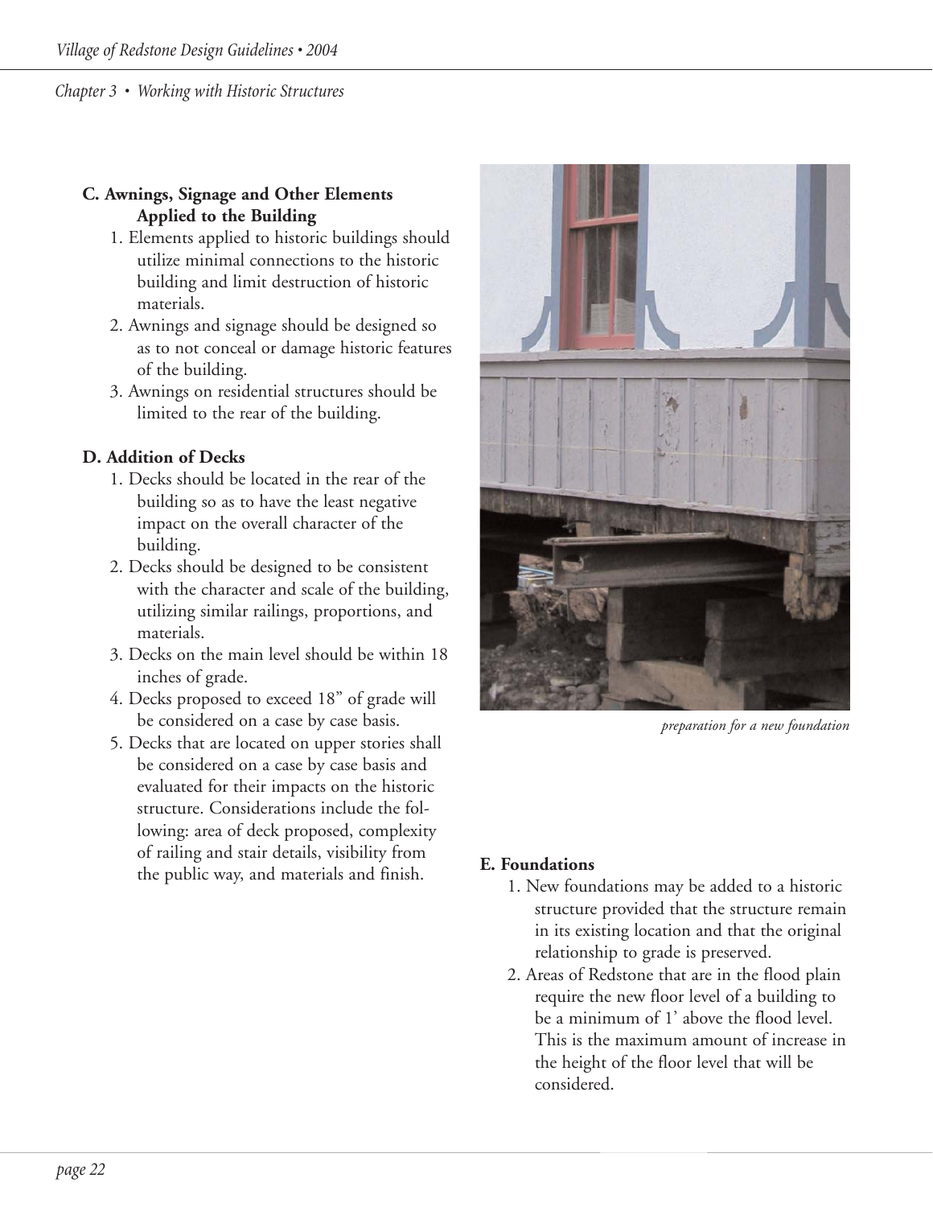### C. Awnings, Signage and Other Elements Applied to the Building

1. Elements applied to historic buildings should utilize minimal connections to the historic building and limit destruction of historic materials.
2. Awnings and signage should be designed so as to not conceal or damage historic features of the building.
3. Awnings on residential structures should be limited to the rear of the building.

### D. Addition of Decks

1. Decks should be located in the rear of the building so as to have the least negative impact on the overall character of the building.
2. Decks should be designed to be consistent with the character and scale of the building, utilizing similar railings, proportions, and materials.
3. Decks on the main level should be within 18 inches of grade.
4. Decks proposed to exceed 18" of grade will be considered on a case by case basis.
5. Decks that are located on upper stories shall be considered on a case by case basis and evaluated for their impacts on the historic structure. Considerations include the following: area of deck proposed, complexity of railing and stair details, visibility from the public way, and materials and finish.

*preparation for a new foundation*

### E. Foundations

1. New foundations may be added to a historic structure provided that the structure remain in its existing location and that the original relationship to grade is preserved.
2. Areas of Redstone that are in the flood plain require the new floor level of a building to be a minimum of 1' above the flood level. This is the maximum amount of increase in the height of the floor level that will be considered.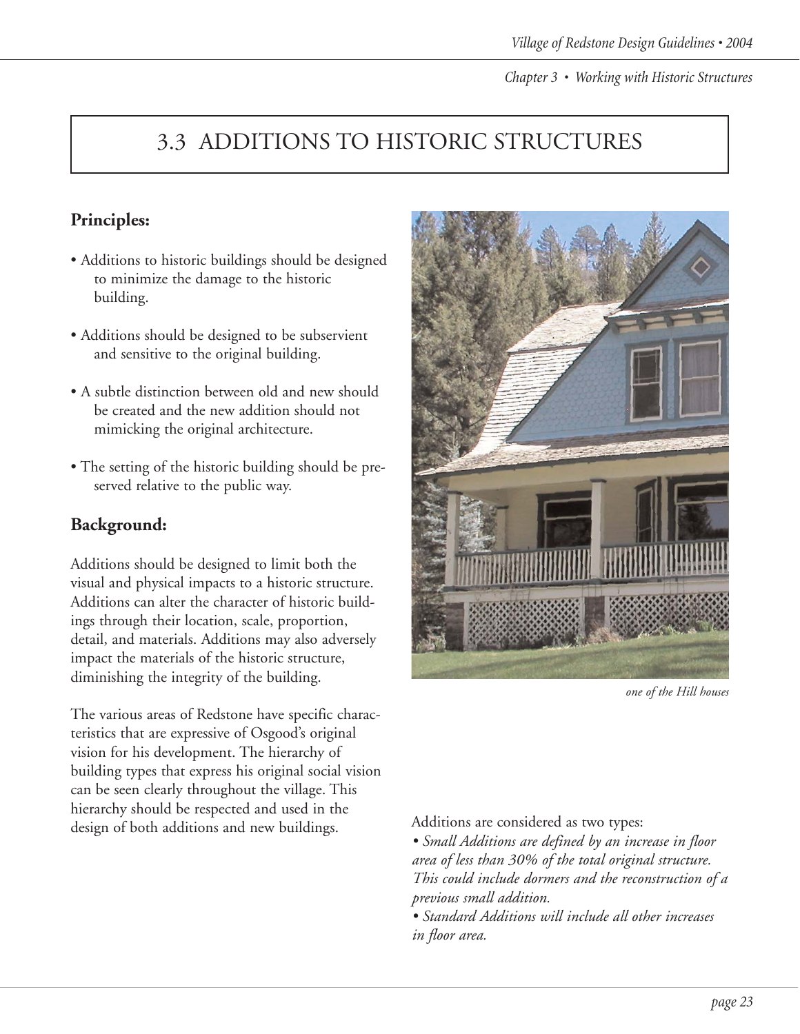# 3.3 ADDITIONS TO HISTORIC STRUCTURES

## Principles:

- Additions to historic buildings should be designed to minimize the damage to the historic building.
- Additions should be designed to be subservient and sensitive to the original building.
- A subtle distinction between old and new should be created and the new addition should not mimicking the original architecture.
- The setting of the historic building should be preserved relative to the public way.

## Background:

Additions should be designed to limit both the visual and physical impacts to a historic structure. Additions can alter the character of historic buildings through their location, scale, proportion, detail, and materials. Additions may also adversely impact the materials of the historic structure, diminishing the integrity of the building.

The various areas of Redstone have specific characteristics that are expressive of Osgood's original vision for his development. The hierarchy of building types that express his original social vision can be seen clearly throughout the village. This hierarchy should be respected and used in the design of both additions and new buildings.

*one of the Hill houses*

Additions are considered as two types:

- *Small Additions are defined by an increase in floor area of less than 30% of the total original structure. This could include dormers and the reconstruction of a previous small addition.*
- *Standard Additions will include all other increases in floor area.*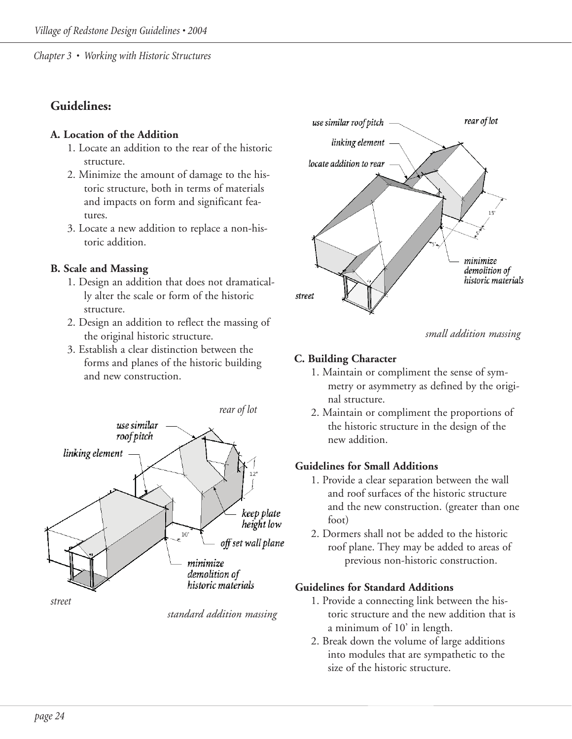## Guidelines:

**A. Location of the Addition**

1. Locate an addition to the rear of the historic structure.
2. Minimize the amount of damage to the historic structure, both in terms of materials and impacts on form and significant features.
3. Locate a new addition to replace a non-historic addition.

**B. Scale and Massing**

1. Design an addition that does not dramatically alter the scale or form of the historic structure.
2. Design an addition to reflect the massing of the original historic structure.
3. Establish a clear distinction between the forms and planes of the historic building and new construction.

*standard addition massing*

*small addition massing*

**C. Building Character**

1. Maintain or compliment the sense of symmetry or asymmetry as defined by the original structure.
2. Maintain or compliment the proportions of the historic structure in the design of the new addition.

**Guidelines for Small Additions**

1. Provide a clear separation between the wall and roof surfaces of the historic structure and the new construction. (greater than one foot)
2. Dormers shall not be added to the historic roof plane. They may be added to areas of previous non-historic construction.

**Guidelines for Standard Additions**

1. Provide a connecting link between the historic structure and the new addition that is a minimum of 10' in length.
2. Break down the volume of large additions into modules that are sympathetic to the size of the historic structure.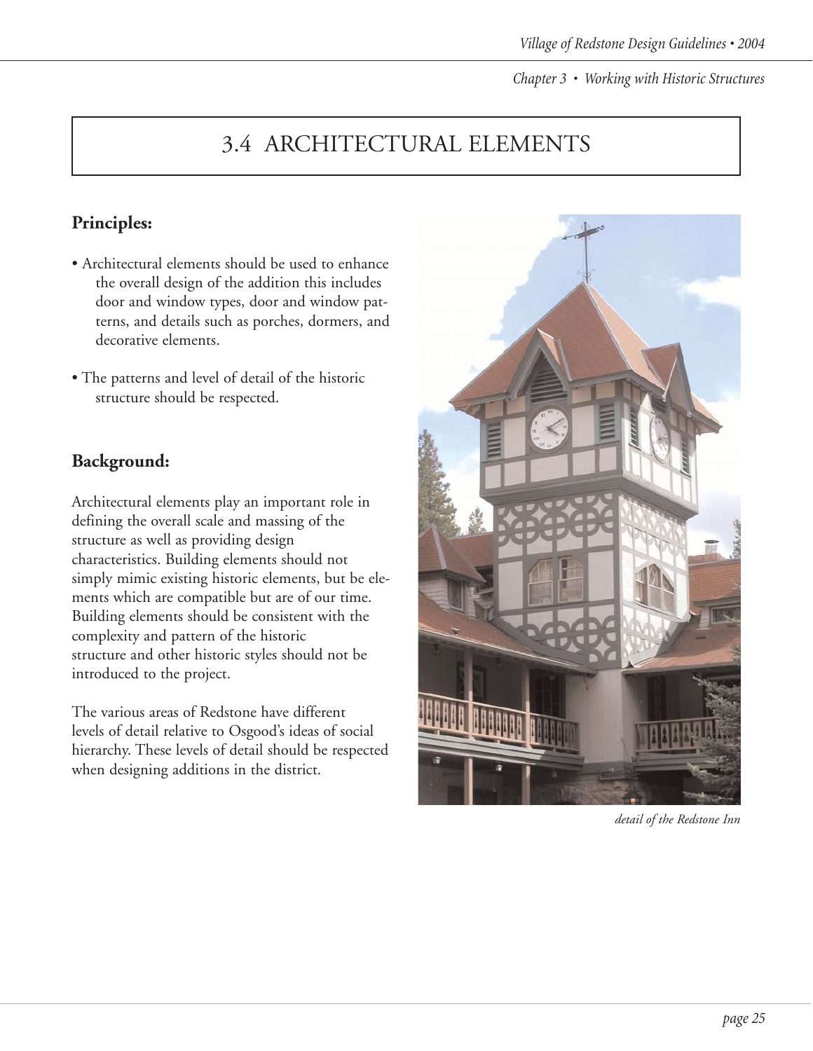# 3.4 ARCHITECTURAL ELEMENTS

## Principles:

- Architectural elements should be used to enhance the overall design of the addition this includes door and window types, door and window patterns, and details such as porches, dormers, and decorative elements.
- The patterns and level of detail of the historic structure should be respected.

## Background:

Architectural elements play an important role in defining the overall scale and massing of the structure as well as providing design characteristics. Building elements should not simply mimic existing historic elements, but be elements which are compatible but are of our time. Building elements should be consistent with the complexity and pattern of the historic structure and other historic styles should not be introduced to the project.

The various areas of Redstone have different levels of detail relative to Osgood's ideas of social hierarchy. These levels of detail should be respected when designing additions in the district.

*detail of the Redstone Inn*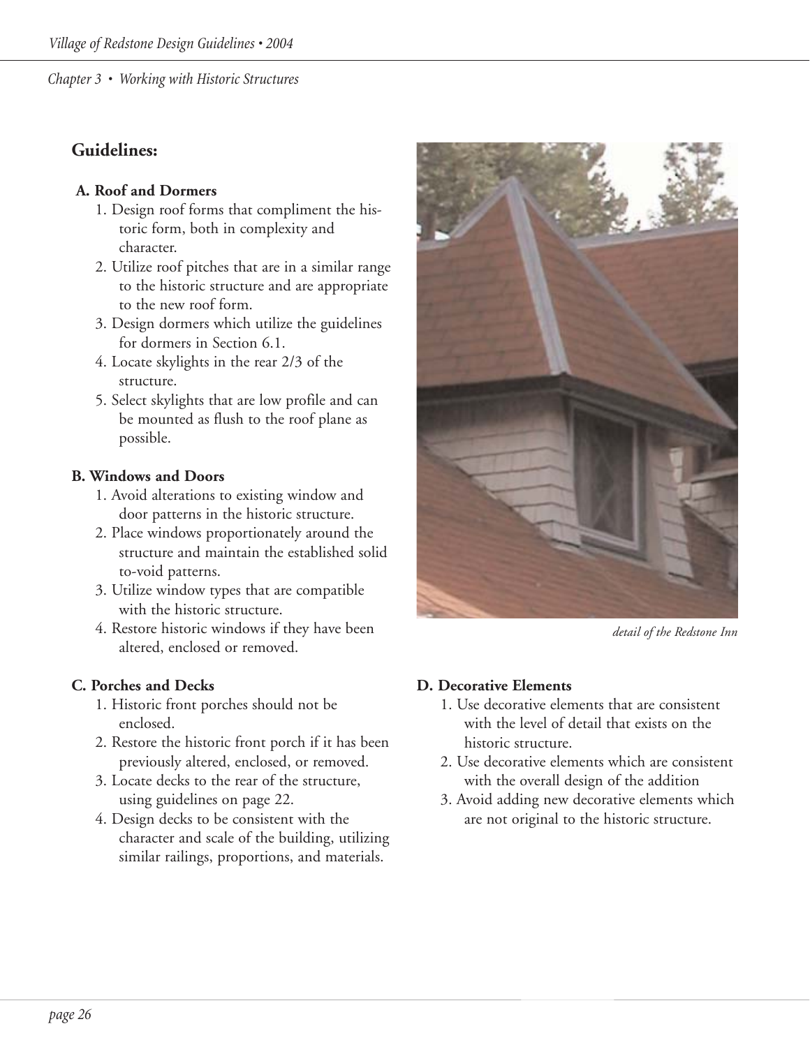## Guidelines:

**A. Roof and Dormers**

1. Design roof forms that compliment the historic form, both in complexity and character.
2. Utilize roof pitches that are in a similar range to the historic structure and are appropriate to the new roof form.
3. Design dormers which utilize the guidelines for dormers in Section 6.1.
4. Locate skylights in the rear 2/3 of the structure.
5. Select skylights that are low profile and can be mounted as flush to the roof plane as possible.

**B. Windows and Doors**

1. Avoid alterations to existing window and door patterns in the historic structure.
2. Place windows proportionately around the structure and maintain the established solid to-void patterns.
3. Utilize window types that are compatible with the historic structure.
4. Restore historic windows if they have been altered, enclosed or removed.

**C. Porches and Decks**

1. Historic front porches should not be enclosed.
2. Restore the historic front porch if it has been previously altered, enclosed, or removed.
3. Locate decks to the rear of the structure, using guidelines on page 22.
4. Design decks to be consistent with the character and scale of the building, utilizing similar railings, proportions, and materials.

*detail of the Redstone Inn*

**D. Decorative Elements**

1. Use decorative elements that are consistent with the level of detail that exists on the historic structure.
2. Use decorative elements which are consistent with the overall design of the addition
3. Avoid adding new decorative elements which are not original to the historic structure.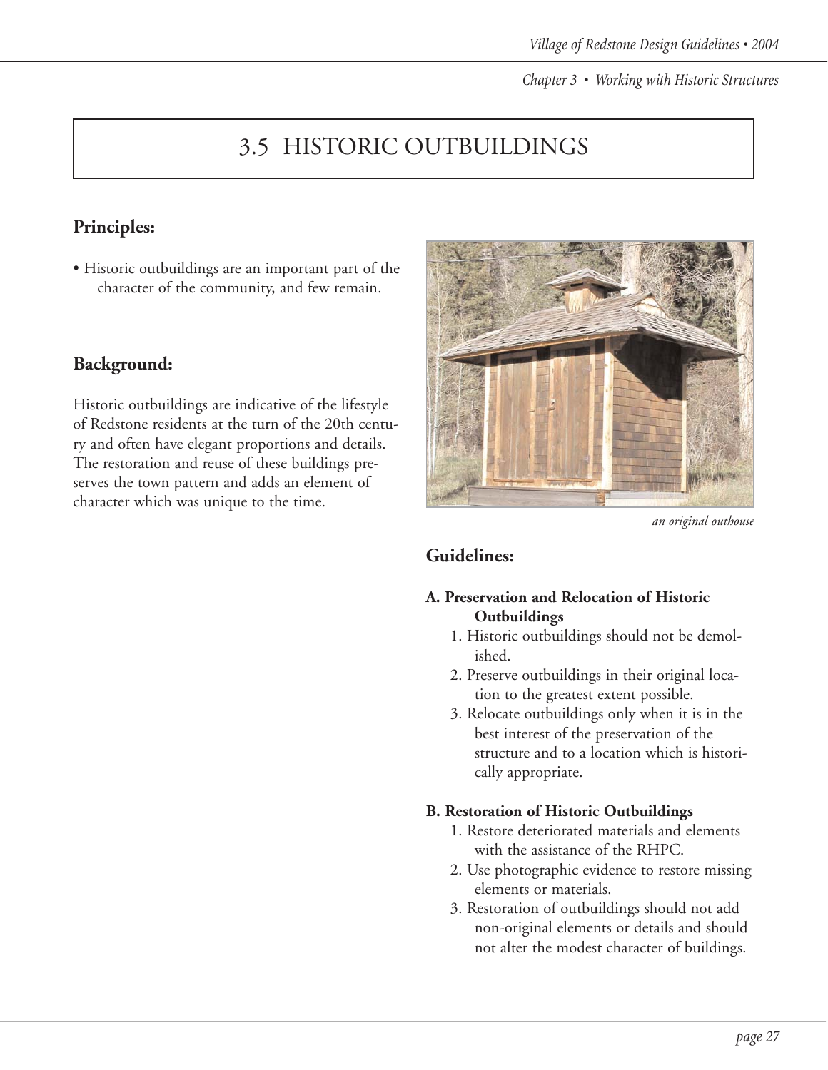# 3.5 HISTORIC OUTBUILDINGS

## Principles:

- Historic outbuildings are an important part of the character of the community, and few remain.

## Background:

Historic outbuildings are indicative of the lifestyle of Redstone residents at the turn of the 20th century and often have elegant proportions and details. The restoration and reuse of these buildings preserves the town pattern and adds an element of character which was unique to the time.

*an original outhouse*

## Guidelines:

**A. Preservation and Relocation of Historic Outbuildings**

1. Historic outbuildings should not be demolished.
2. Preserve outbuildings in their original location to the greatest extent possible.
3. Relocate outbuildings only when it is in the best interest of the preservation of the structure and to a location which is historically appropriate.

**B. Restoration of Historic Outbuildings**

1. Restore deteriorated materials and elements with the assistance of the RHPC.
2. Use photographic evidence to restore missing elements or materials.
3. Restoration of outbuildings should not add non-original elements or details and should not alter the modest character of buildings.